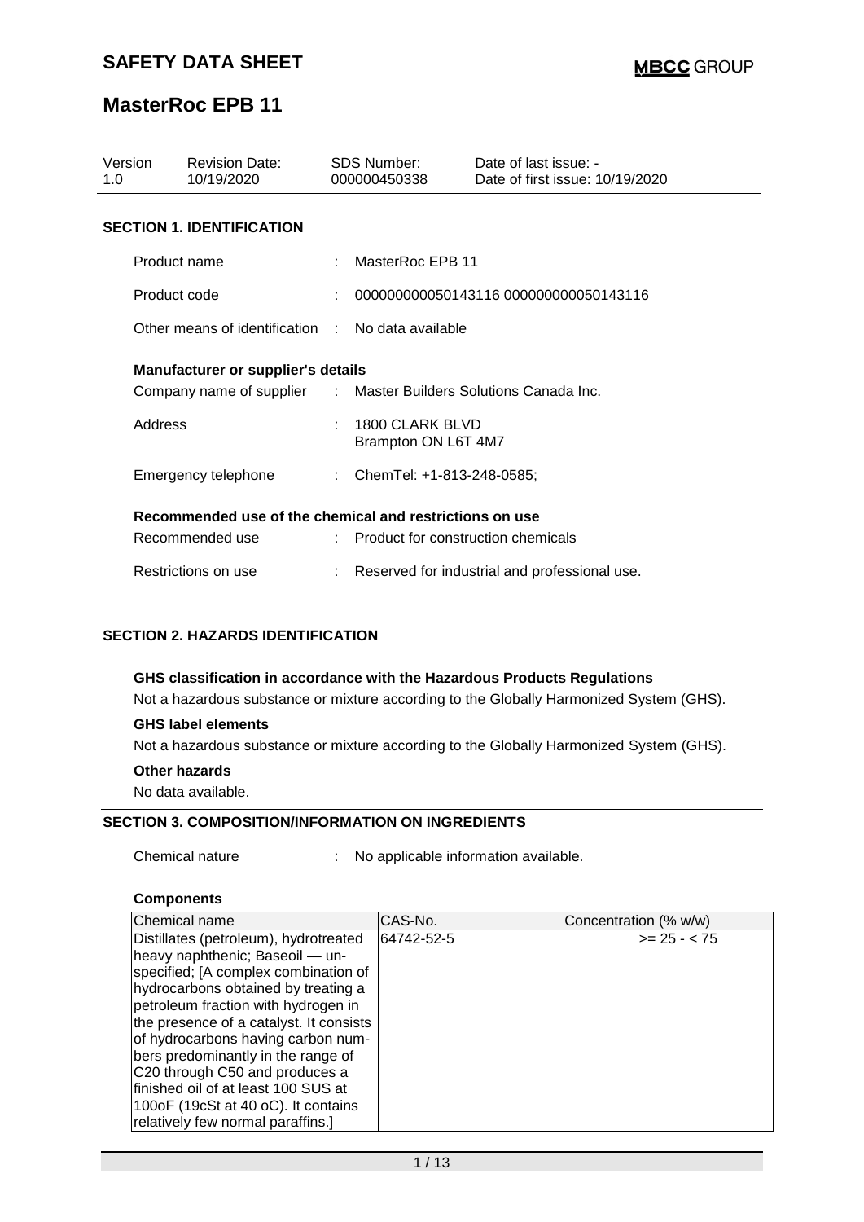# SAFETY DATA SHEET

# MasterRoc EPB 11

| Version | Revision Date: | SDS Number: | Date of last issue: - |
|---|---|---|---|
| 1.0 | 10/19/2020 | 000000450338 | Date of first issue: 10/19/2020 |

## SECTION 1. IDENTIFICATION

Product name : MasterRoc EPB 11

Product code : 000000000050143116 000000000050143116

Other means of identification : No data available

### Manufacturer or supplier's details

Company name of supplier : Master Builders Solutions Canada Inc.

Address : 1800 CLARK BLVD
Brampton ON L6T 4M7

Emergency telephone : ChemTel: +1-813-248-0585;

### Recommended use of the chemical and restrictions on use

Recommended use : Product for construction chemicals

Restrictions on use : Reserved for industrial and professional use.

## SECTION 2. HAZARDS IDENTIFICATION

**GHS classification in accordance with the Hazardous Products Regulations**

Not a hazardous substance or mixture according to the Globally Harmonized System (GHS).

**GHS label elements**

Not a hazardous substance or mixture according to the Globally Harmonized System (GHS).

**Other hazards**

No data available.

## SECTION 3. COMPOSITION/INFORMATION ON INGREDIENTS

Chemical nature : No applicable information available.

**Components**

| Chemical name | CAS-No. | Concentration (% w/w) |
|---|---|---|
| Distillates (petroleum), hydrotreated heavy naphthenic; Baseoil — unspecified; [A complex combination of hydrocarbons obtained by treating a petroleum fraction with hydrogen in the presence of a catalyst. It consists of hydrocarbons having carbon numbers predominantly in the range of C20 through C50 and produces a finished oil of at least 100 SUS at 100oF (19cSt at 40 oC). It contains relatively few normal paraffins.] | 64742-52-5 | >= 25 - < 75 |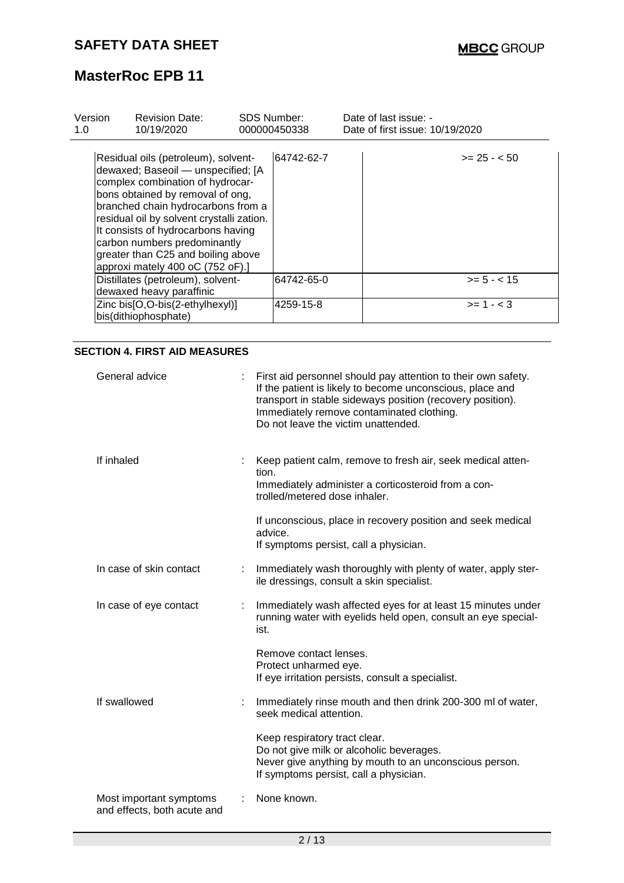| | | | |
|---|---|---|---|
| Residual oils (petroleum), solvent-dewaxed; Baseoil — unspecified; [A complex combination of hydrocarbons obtained by removal of ong, branched chain hydrocarbons from a residual oil by solvent crystalli zation. It consists of hydrocarbons having carbon numbers predominantly greater than C25 and boiling above approxi mately 400 oC (752 oF).] | 64742-62-7 | | >= 25 - < 50 |
| Distillates (petroleum), solvent-dewaxed heavy paraffinic | 64742-65-0 | | >= 5 - < 15 |
| Zinc bis[O,O-bis(2-ethylhexyl)] bis(dithiophosphate) | 4259-15-8 | | >= 1 - < 3 |

## SECTION 4. FIRST AID MEASURES

General advice : First aid personnel should pay attention to their own safety. If the patient is likely to become unconscious, place and transport in stable sideways position (recovery position). Immediately remove contaminated clothing. Do not leave the victim unattended.

If inhaled : Keep patient calm, remove to fresh air, seek medical attention.
Immediately administer a corticosteroid from a controlled/metered dose inhaler.

If unconscious, place in recovery position and seek medical advice.
If symptoms persist, call a physician.

In case of skin contact : Immediately wash thoroughly with plenty of water, apply sterile dressings, consult a skin specialist.

In case of eye contact : Immediately wash affected eyes for at least 15 minutes under running water with eyelids held open, consult an eye specialist.

Remove contact lenses.
Protect unharmed eye.
If eye irritation persists, consult a specialist.

If swallowed : Immediately rinse mouth and then drink 200-300 ml of water, seek medical attention.

Keep respiratory tract clear.
Do not give milk or alcoholic beverages.
Never give anything by mouth to an unconscious person.
If symptoms persist, call a physician.

Most important symptoms and effects, both acute and : None known.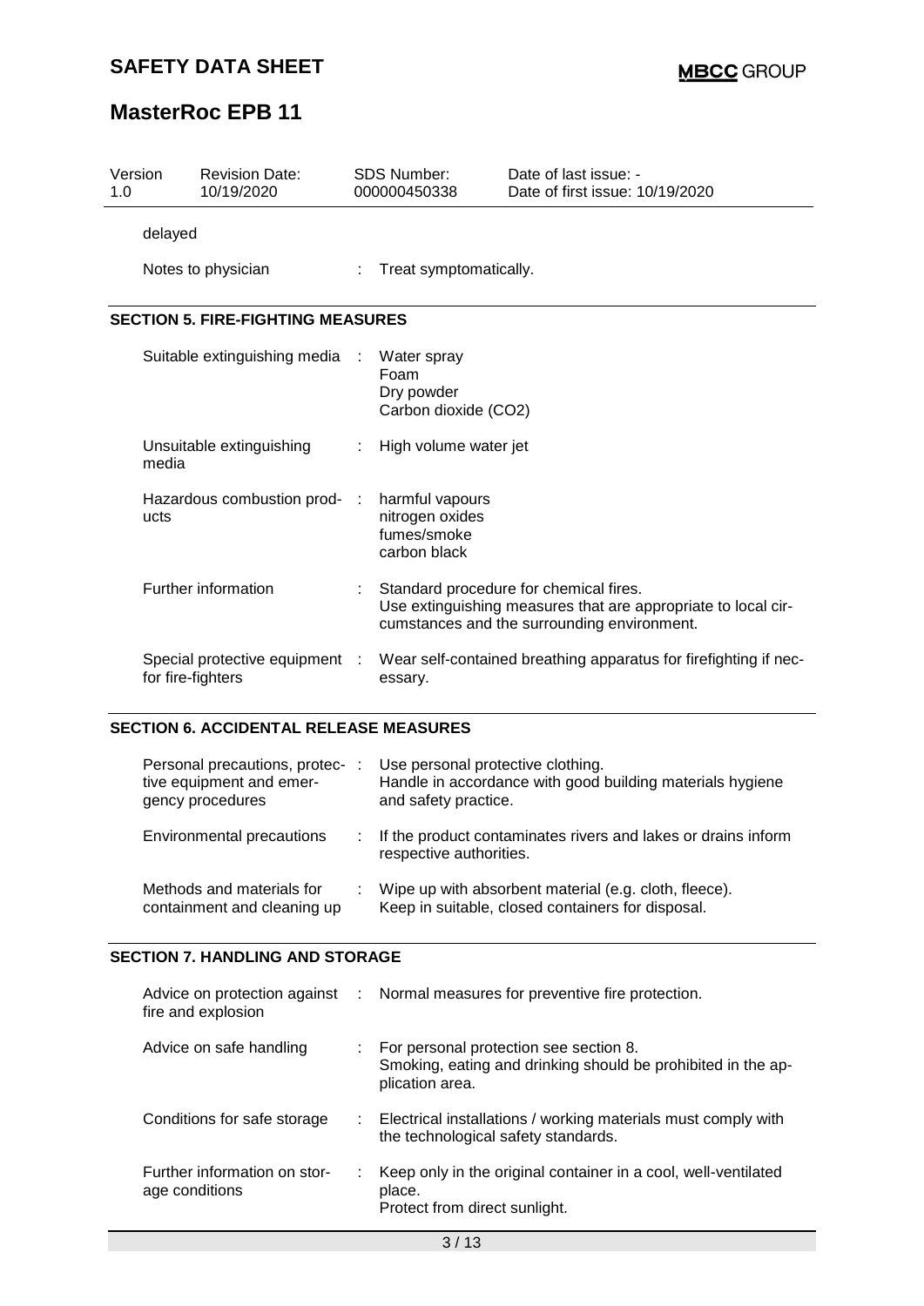| Version 1.0 | Revision Date: 10/19/2020 | SDS Number: 000000450338 | Date of last issue: - Date of first issue: 10/19/2020 |
|---|---|---|---|

delayed

Notes to physician : Treat symptomatically.

## SECTION 5. FIRE-FIGHTING MEASURES

| | | |
|---|---|---|
| Suitable extinguishing media | : | Water spray<br>Foam<br>Dry powder<br>Carbon dioxide ($CO_2$) |
| Unsuitable extinguishing media | : | High volume water jet |
| Hazardous combustion products | : | harmful vapours<br>nitrogen oxides<br>fumes/smoke<br>carbon black |
| Further information | : | Standard procedure for chemical fires.<br>Use extinguishing measures that are appropriate to local circumstances and the surrounding environment. |
| Special protective equipment for fire-fighters | : | Wear self-contained breathing apparatus for firefighting if necessary. |

## SECTION 6. ACCIDENTAL RELEASE MEASURES

| | | |
|---|---|---|
| Personal precautions, protective equipment and emergency procedures | : | Use personal protective clothing.<br>Handle in accordance with good building materials hygiene and safety practice. |
| Environmental precautions | : | If the product contaminates rivers and lakes or drains inform respective authorities. |
| Methods and materials for containment and cleaning up | : | Wipe up with absorbent material (e.g. cloth, fleece).<br>Keep in suitable, closed containers for disposal. |

## SECTION 7. HANDLING AND STORAGE

| | | |
|---|---|---|
| Advice on protection against fire and explosion | : | Normal measures for preventive fire protection. |
| Advice on safe handling | : | For personal protection see section 8.<br>Smoking, eating and drinking should be prohibited in the application area. |
| Conditions for safe storage | : | Electrical installations / working materials must comply with the technological safety standards. |
| Further information on storage conditions | : | Keep only in the original container in a cool, well-ventilated place.<br>Protect from direct sunlight. |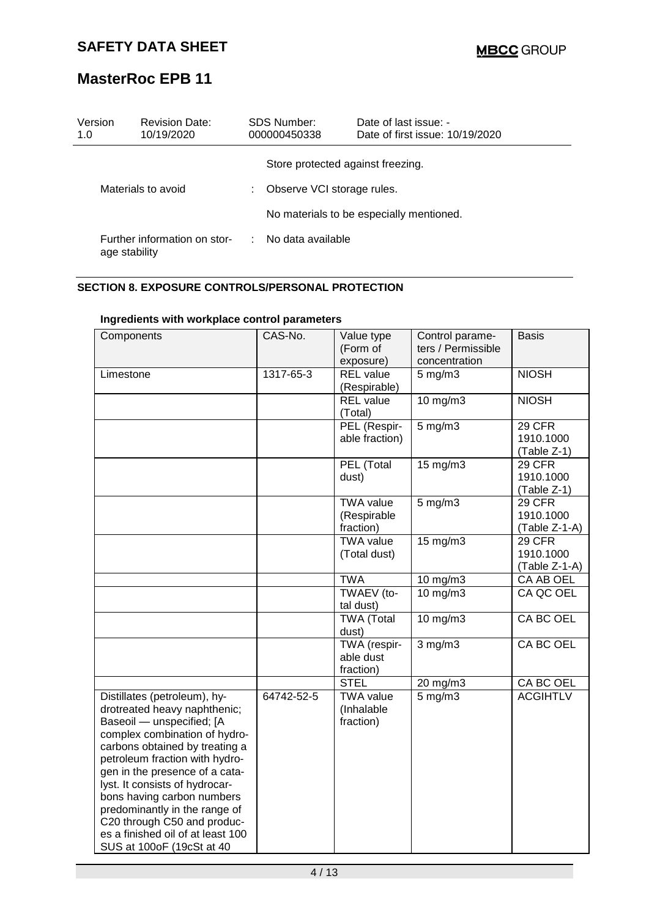| Version | Revision Date: | SDS Number: | Date of last issue: - |
|---|---|---|---|
| 1.0 | 10/19/2020 | 000000450338 | Date of first issue: 10/19/2020 |

Store protected against freezing.

Materials to avoid : Observe VCI storage rules.

No materials to be especially mentioned.

Further information on storage stability : No data available

## SECTION 8. EXPOSURE CONTROLS/PERSONAL PROTECTION

**Ingredients with workplace control parameters**

| Components | CAS-No. | Value type (Form of exposure) | Control parameters / Permissible concentration | Basis |
|---|---|---|---|---|
| Limestone | 1317-65-3 | REL value (Respirable) | 5 mg/m3 | NIOSH |
| | | REL value (Total) | 10 mg/m3 | NIOSH |
| | | PEL (Respirable fraction) | 5 mg/m3 | 29 CFR 1910.1000 (Table Z-1) |
| | | PEL (Total dust) | 15 mg/m3 | 29 CFR 1910.1000 (Table Z-1) |
| | | TWA value (Respirable fraction) | 5 mg/m3 | 29 CFR 1910.1000 (Table Z-1-A) |
| | | TWA value (Total dust) | 15 mg/m3 | 29 CFR 1910.1000 (Table Z-1-A) |
| | | TWA | 10 mg/m3 | CA AB OEL |
| | | TWAEV (total dust) | 10 mg/m3 | CA QC OEL |
| | | TWA (Total dust) | 10 mg/m3 | CA BC OEL |
| | | TWA (respirable dust fraction) | 3 mg/m3 | CA BC OEL |
| | | STEL | 20 mg/m3 | CA BC OEL |
| Distillates (petroleum), hydrotreated heavy naphthenic; Baseoil — unspecified; [A complex combination of hydrocarbons obtained by treating a petroleum fraction with hydrogen in the presence of a catalyst. It consists of hydrocarbons having carbon numbers predominantly in the range of C20 through C50 and produces a finished oil of at least 100 SUS at 100oF (19cSt at 40 | 64742-52-5 | TWA value (Inhalable fraction) | 5 mg/m3 | ACGIHTLV |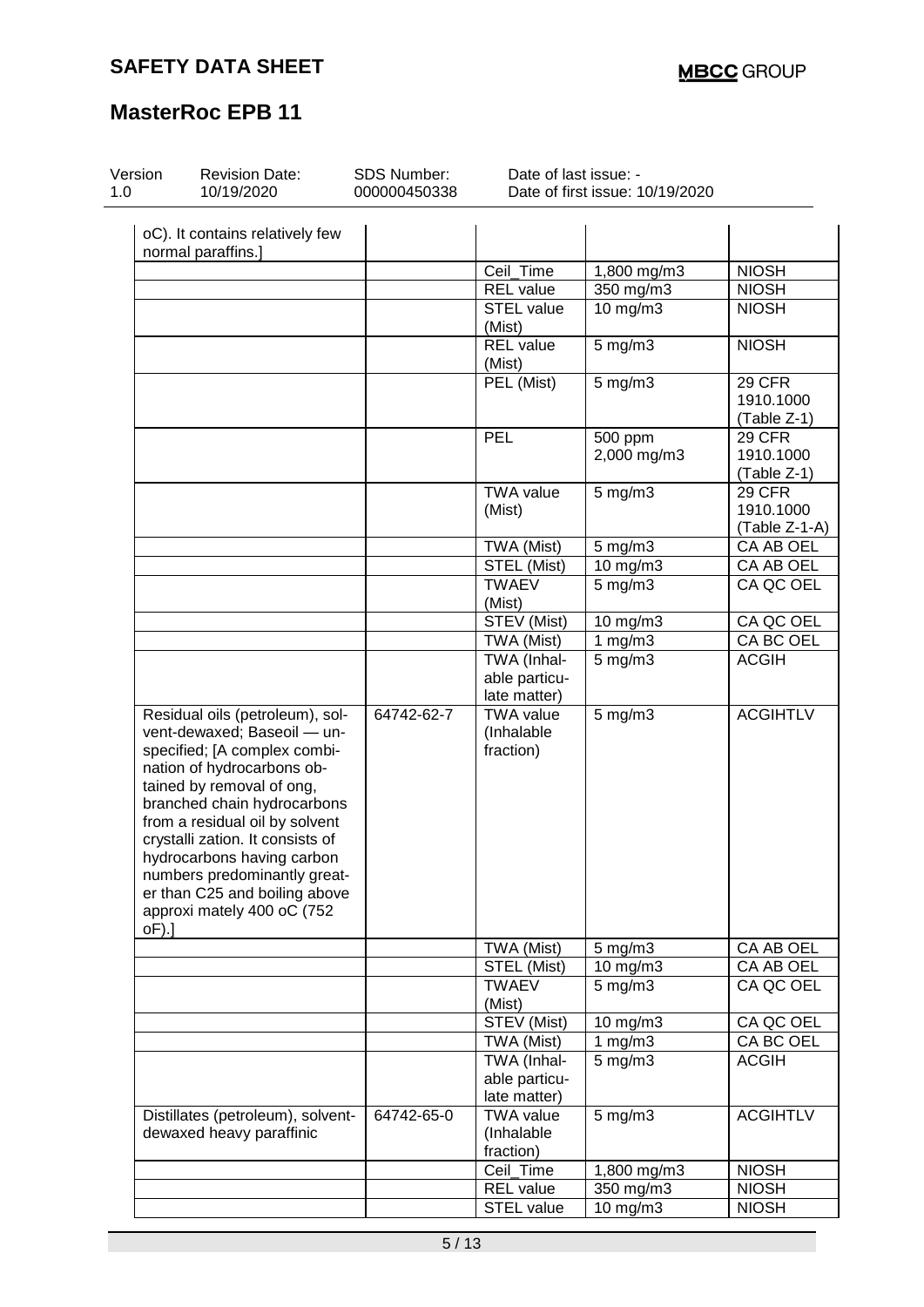| Version 1.0 | Revision Date: 10/19/2020 | SDS Number: 000000450338 | Date of last issue: - Date of first issue: 10/19/2020 |
|---|---|---|---|

| Components | CAS-No. | Value type (Form of exposure) | Control parameters / Permissible concentration | Basis |
|---|---|---|---|---|
| oC). It contains relatively few normal paraffins.] | | | | |
| | | Ceil_Time | 1,800 mg/m3 | NIOSH |
| | | REL value | 350 mg/m3 | NIOSH |
| | | STEL value (Mist) | 10 mg/m3 | NIOSH |
| | | REL value (Mist) | 5 mg/m3 | NIOSH |
| | | PEL (Mist) | 5 mg/m3 | 29 CFR 1910.1000 (Table Z-1) |
| | | PEL | 500 ppm 2,000 mg/m3 | 29 CFR 1910.1000 (Table Z-1) |
| | | TWA value (Mist) | 5 mg/m3 | 29 CFR 1910.1000 (Table Z-1-A) |
| | | TWA (Mist) | 5 mg/m3 | CA AB OEL |
| | | STEL (Mist) | 10 mg/m3 | CA AB OEL |
| | | TWAEV (Mist) | 5 mg/m3 | CA QC OEL |
| | | STEV (Mist) | 10 mg/m3 | CA QC OEL |
| | | TWA (Mist) | 1 mg/m3 | CA BC OEL |
| | | TWA (Inhalable particulate matter) | 5 mg/m3 | ACGIH |
| Residual oils (petroleum), solvent-dewaxed; Baseoil — unspecified; [A complex combination of hydrocarbons obtained by removal of ong, branched chain hydrocarbons from a residual oil by solvent crystalli zation. It consists of hydrocarbons having carbon numbers predominantly greater than C25 and boiling above approxi mately 400 oC (752 oF).] | 64742-62-7 | TWA value (Inhalable fraction) | 5 mg/m3 | ACGIHTLV |
| | | TWA (Mist) | 5 mg/m3 | CA AB OEL |
| | | STEL (Mist) | 10 mg/m3 | CA AB OEL |
| | | TWAEV (Mist) | 5 mg/m3 | CA QC OEL |
| | | STEV (Mist) | 10 mg/m3 | CA QC OEL |
| | | TWA (Mist) | 1 mg/m3 | CA BC OEL |
| | | TWA (Inhalable particulate matter) | 5 mg/m3 | ACGIH |
| Distillates (petroleum), solvent-dewaxed heavy paraffinic | 64742-65-0 | TWA value (Inhalable fraction) | 5 mg/m3 | ACGIHTLV |
| | | Ceil_Time | 1,800 mg/m3 | NIOSH |
| | | REL value | 350 mg/m3 | NIOSH |
| | | STEL value | 10 mg/m3 | NIOSH |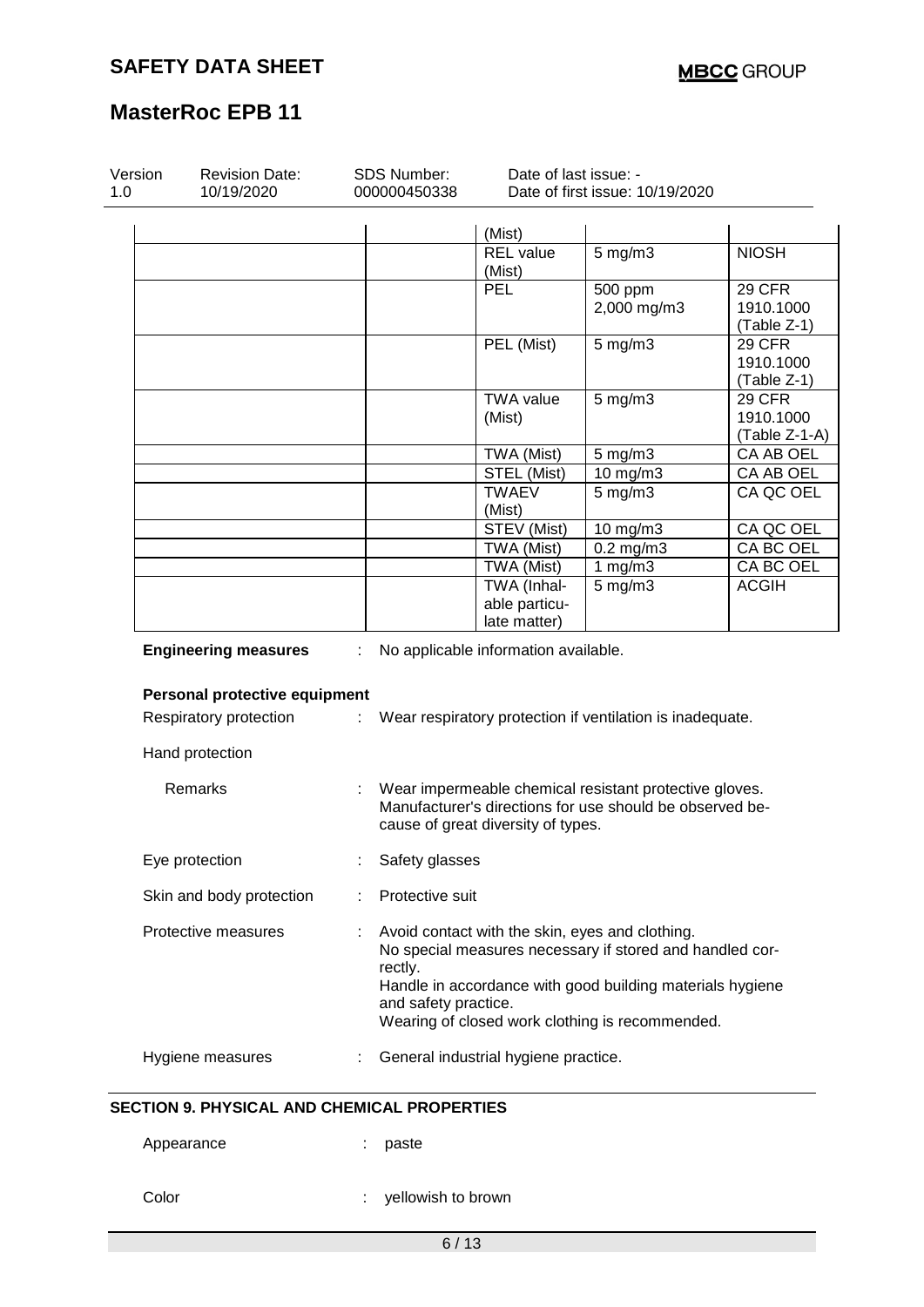| | | | | |
|---|---|---|---|---|
| | | (Mist) | | |
| | | REL value (Mist) | 5 mg/m3 | NIOSH |
| | | PEL | 500 ppm<br>2,000 mg/m3 | 29 CFR 1910.1000 (Table Z-1) |
| | | PEL (Mist) | 5 mg/m3 | 29 CFR 1910.1000 (Table Z-1) |
| | | TWA value (Mist) | 5 mg/m3 | 29 CFR 1910.1000 (Table Z-1-A) |
| | | TWA (Mist) | 5 mg/m3 | CA AB OEL |
| | | STEL (Mist) | 10 mg/m3 | CA AB OEL |
| | | TWAEV (Mist) | 5 mg/m3 | CA QC OEL |
| | | STEV (Mist) | 10 mg/m3 | CA QC OEL |
| | | TWA (Mist) | 0.2 mg/m3 | CA BC OEL |
| | | TWA (Mist) | 1 mg/m3 | CA BC OEL |
| | | TWA (Inhalable particulate matter) | 5 mg/m3 | ACGIH |

**Engineering measures** : No applicable information available.

**Personal protective equipment**

Respiratory protection : Wear respiratory protection if ventilation is inadequate.

Hand protection

Remarks : Wear impermeable chemical resistant protective gloves. Manufacturer's directions for use should be observed because of great diversity of types.

Eye protection : Safety glasses

Skin and body protection : Protective suit

Protective measures : Avoid contact with the skin, eyes and clothing.
No special measures necessary if stored and handled correctly.
Handle in accordance with good building materials hygiene and safety practice.
Wearing of closed work clothing is recommended.

Hygiene measures : General industrial hygiene practice.

## SECTION 9. PHYSICAL AND CHEMICAL PROPERTIES

Appearance : paste

Color : yellowish to brown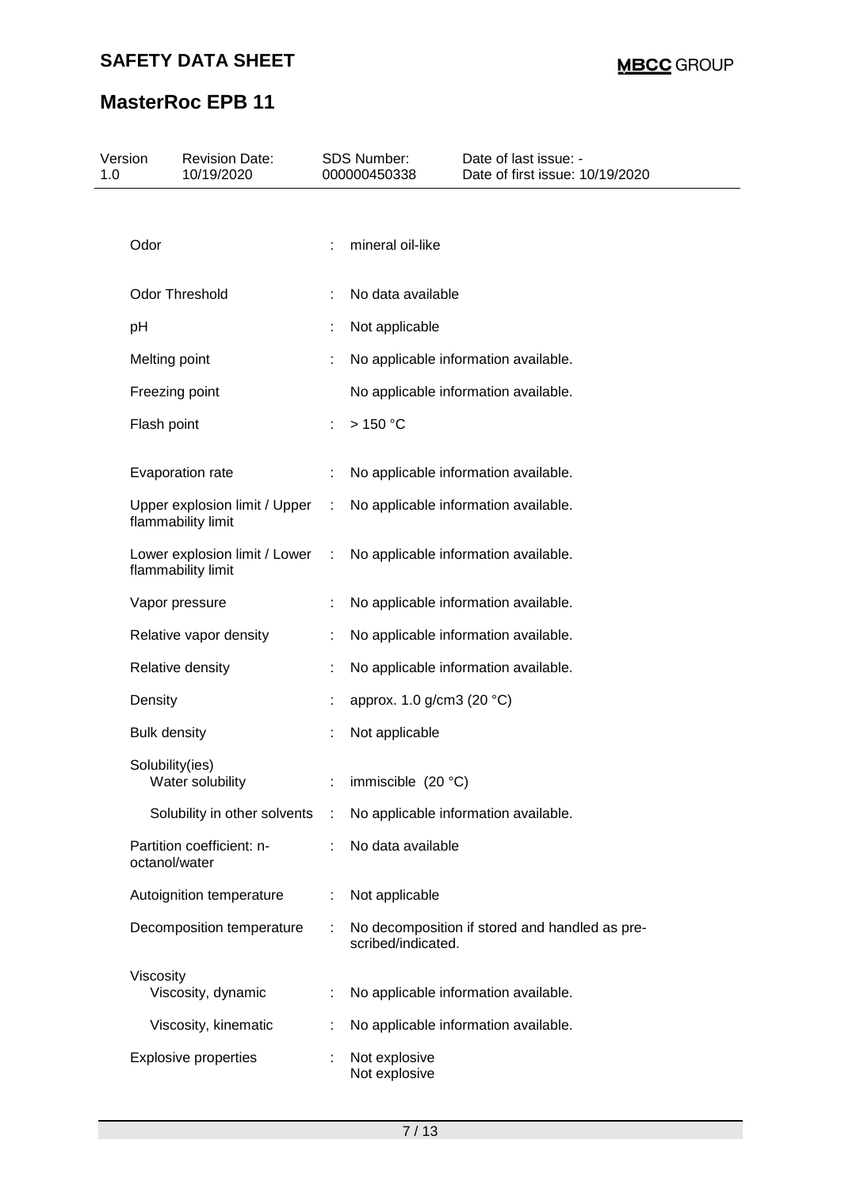| Property | | Value |
|---|---|---|
| Odor | : | mineral oil-like |
| Odor Threshold | : | No data available |
| pH | : | Not applicable |
| Melting point | : | No applicable information available. |
| Freezing point | | No applicable information available. |
| Flash point | : | > 150 °C |
| Evaporation rate | : | No applicable information available. |
| Upper explosion limit / Upper flammability limit | : | No applicable information available. |
| Lower explosion limit / Lower flammability limit | : | No applicable information available. |
| Vapor pressure | : | No applicable information available. |
| Relative vapor density | : | No applicable information available. |
| Relative density | : | No applicable information available. |
| Density | : | approx. 1.0 g/cm3 (20 °C) |
| Bulk density | : | Not applicable |
| Solubility(ies) | | |
| Water solubility | : | immiscible (20 °C) |
| Solubility in other solvents | : | No applicable information available. |
| Partition coefficient: n-octanol/water | : | No data available |
| Autoignition temperature | : | Not applicable |
| Decomposition temperature | : | No decomposition if stored and handled as prescribed/indicated. |
| Viscosity | | |
| Viscosity, dynamic | : | No applicable information available. |
| Viscosity, kinematic | : | No applicable information available. |
| Explosive properties | : | Not explosive<br>Not explosive |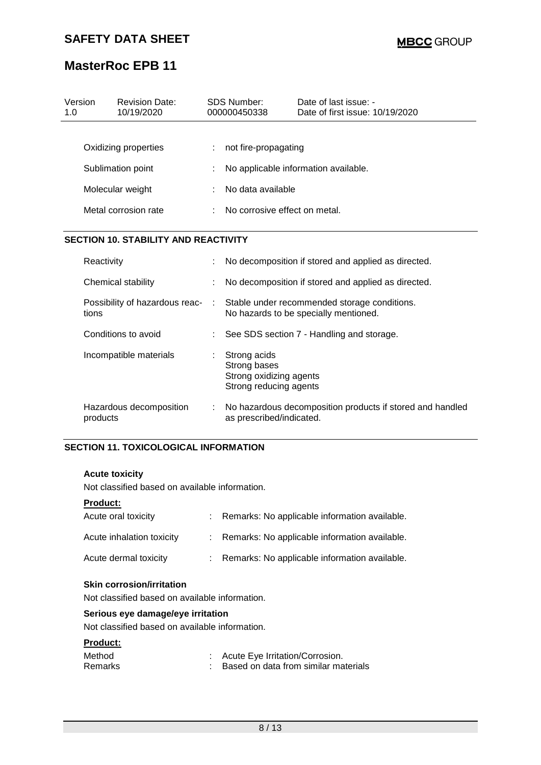| | | |
|---|---|---|
| Oxidizing properties | : | not fire-propagating |
| Sublimation point | : | No applicable information available. |
| Molecular weight | : | No data available |
| Metal corrosion rate | : | No corrosive effect on metal. |

## SECTION 10. STABILITY AND REACTIVITY

| | | |
|---|---|---|
| Reactivity | : | No decomposition if stored and applied as directed. |
| Chemical stability | : | No decomposition if stored and applied as directed. |
| Possibility of hazardous reactions | : | Stable under recommended storage conditions.<br>No hazards to be specially mentioned. |
| Conditions to avoid | : | See SDS section 7 - Handling and storage. |
| Incompatible materials | : | Strong acids<br>Strong bases<br>Strong oxidizing agents<br>Strong reducing agents |
| Hazardous decomposition products | : | No hazardous decomposition products if stored and handled as prescribed/indicated. |

## SECTION 11. TOXICOLOGICAL INFORMATION

### Acute toxicity

Not classified based on available information.

**Product:**

| | | |
|---|---|---|
| Acute oral toxicity | : | Remarks: No applicable information available. |
| Acute inhalation toxicity | : | Remarks: No applicable information available. |
| Acute dermal toxicity | : | Remarks: No applicable information available. |

### Skin corrosion/irritation

Not classified based on available information.

### Serious eye damage/eye irritation

Not classified based on available information.

**Product:**

| | | |
|---|---|---|
| Method | : | Acute Eye Irritation/Corrosion. |
| Remarks | : | Based on data from similar materials |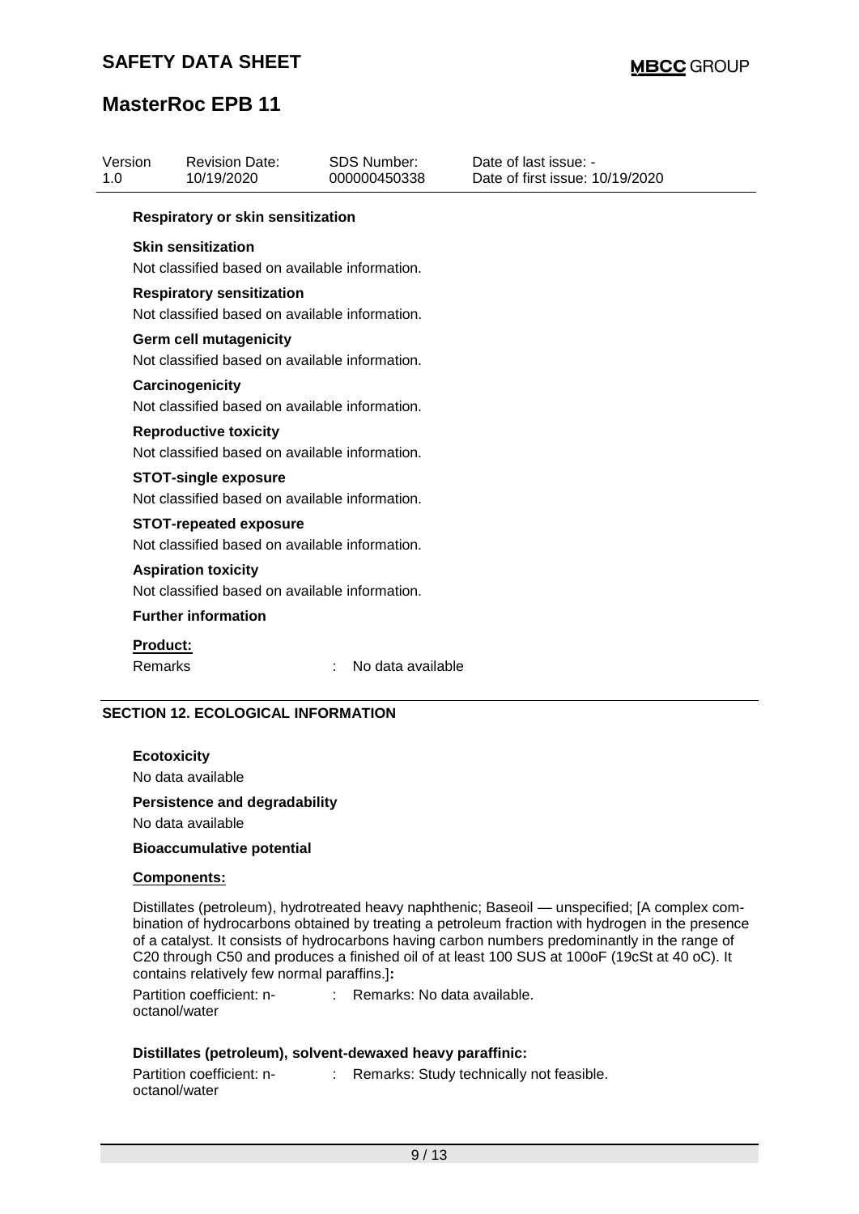**Respiratory or skin sensitization**

**Skin sensitization**

Not classified based on available information.

**Respiratory sensitization**

Not classified based on available information.

**Germ cell mutagenicity**

Not classified based on available information.

**Carcinogenicity**

Not classified based on available information.

**Reproductive toxicity**

Not classified based on available information.

**STOT-single exposure**

Not classified based on available information.

**STOT-repeated exposure**

Not classified based on available information.

**Aspiration toxicity**

Not classified based on available information.

**Further information**

**Product:**

Remarks : No data available

## SECTION 12. ECOLOGICAL INFORMATION

**Ecotoxicity**

No data available

**Persistence and degradability**

No data available

**Bioaccumulative potential**

**Components:**

Distillates (petroleum), hydrotreated heavy naphthenic; Baseoil — unspecified; [A complex combination of hydrocarbons obtained by treating a petroleum fraction with hydrogen in the presence of a catalyst. It consists of hydrocarbons having carbon numbers predominantly in the range of C20 through C50 and produces a finished oil of at least 100 SUS at 100oF (19cSt at 40 oC). It contains relatively few normal paraffins.]**:**

Partition coefficient: n-octanol/water : Remarks: No data available.

**Distillates (petroleum), solvent-dewaxed heavy paraffinic:**

Partition coefficient: n-octanol/water : Remarks: Study technically not feasible.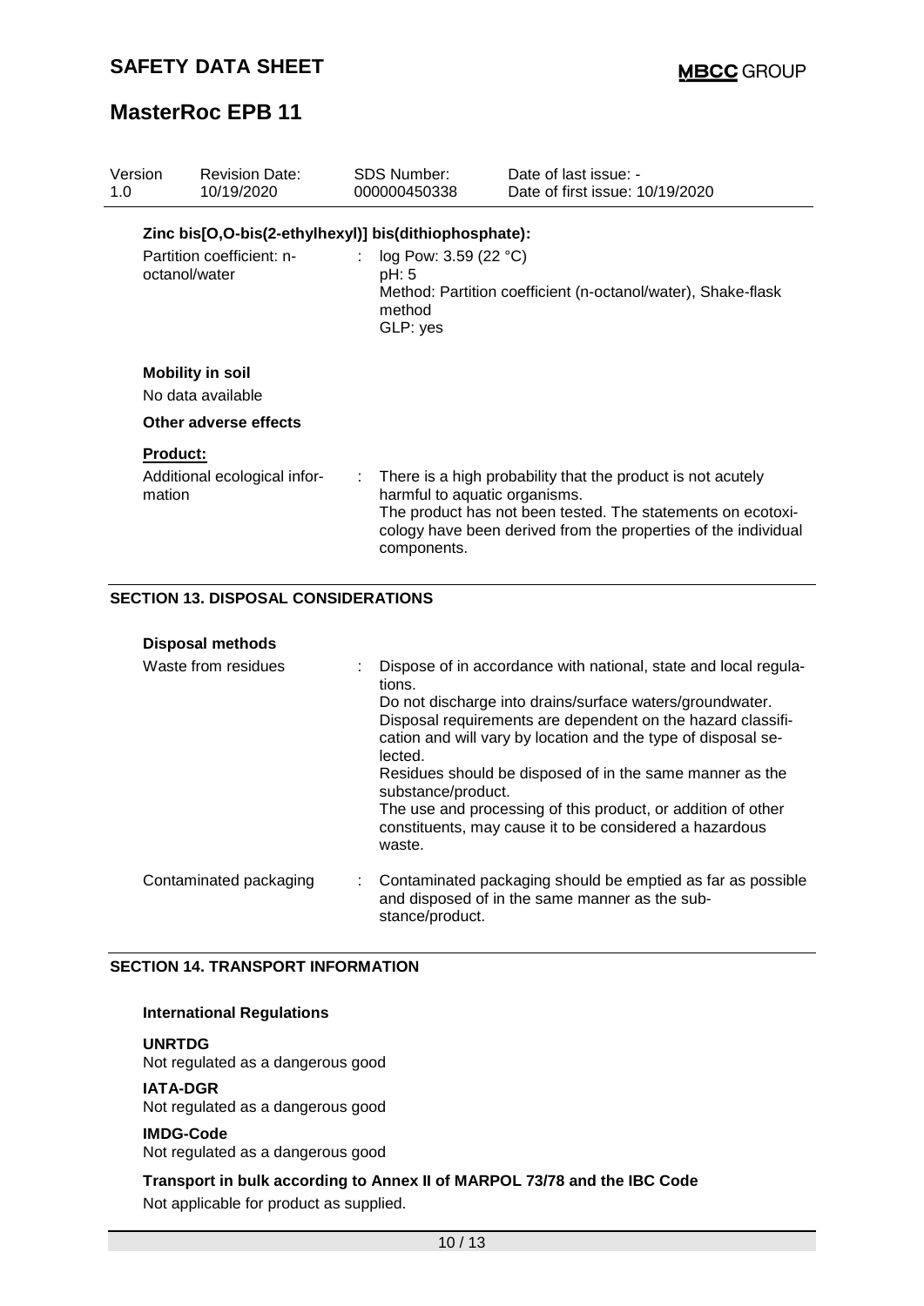**Zinc bis[O,O-bis(2-ethylhexyl)] bis(dithiophosphate):**

| | | |
|---|---|---|
| Partition coefficient: n-octanol/water | : | log Pow: 3.59 (22 °C)<br>pH: 5<br>Method: Partition coefficient (n-octanol/water), Shake-flask method<br>GLP: yes |

**Mobility in soil**

No data available

**Other adverse effects**

**Product:**

| | | |
|---|---|---|
| Additional ecological information | : | There is a high probability that the product is not acutely harmful to aquatic organisms.<br>The product has not been tested. The statements on ecotoxicology have been derived from the properties of the individual components. |

## SECTION 13. DISPOSAL CONSIDERATIONS

**Disposal methods**

| | | |
|---|---|---|
| Waste from residues | : | Dispose of in accordance with national, state and local regulations.<br>Do not discharge into drains/surface waters/groundwater.<br>Disposal requirements are dependent on the hazard classification and will vary by location and the type of disposal selected.<br>Residues should be disposed of in the same manner as the substance/product.<br>The use and processing of this product, or addition of other constituents, may cause it to be considered a hazardous waste. |
| Contaminated packaging | : | Contaminated packaging should be emptied as far as possible and disposed of in the same manner as the substance/product. |

## SECTION 14. TRANSPORT INFORMATION

**International Regulations**

**UNRTDG**

Not regulated as a dangerous good

**IATA-DGR**

Not regulated as a dangerous good

**IMDG-Code**

Not regulated as a dangerous good

**Transport in bulk according to Annex II of MARPOL 73/78 and the IBC Code**

Not applicable for product as supplied.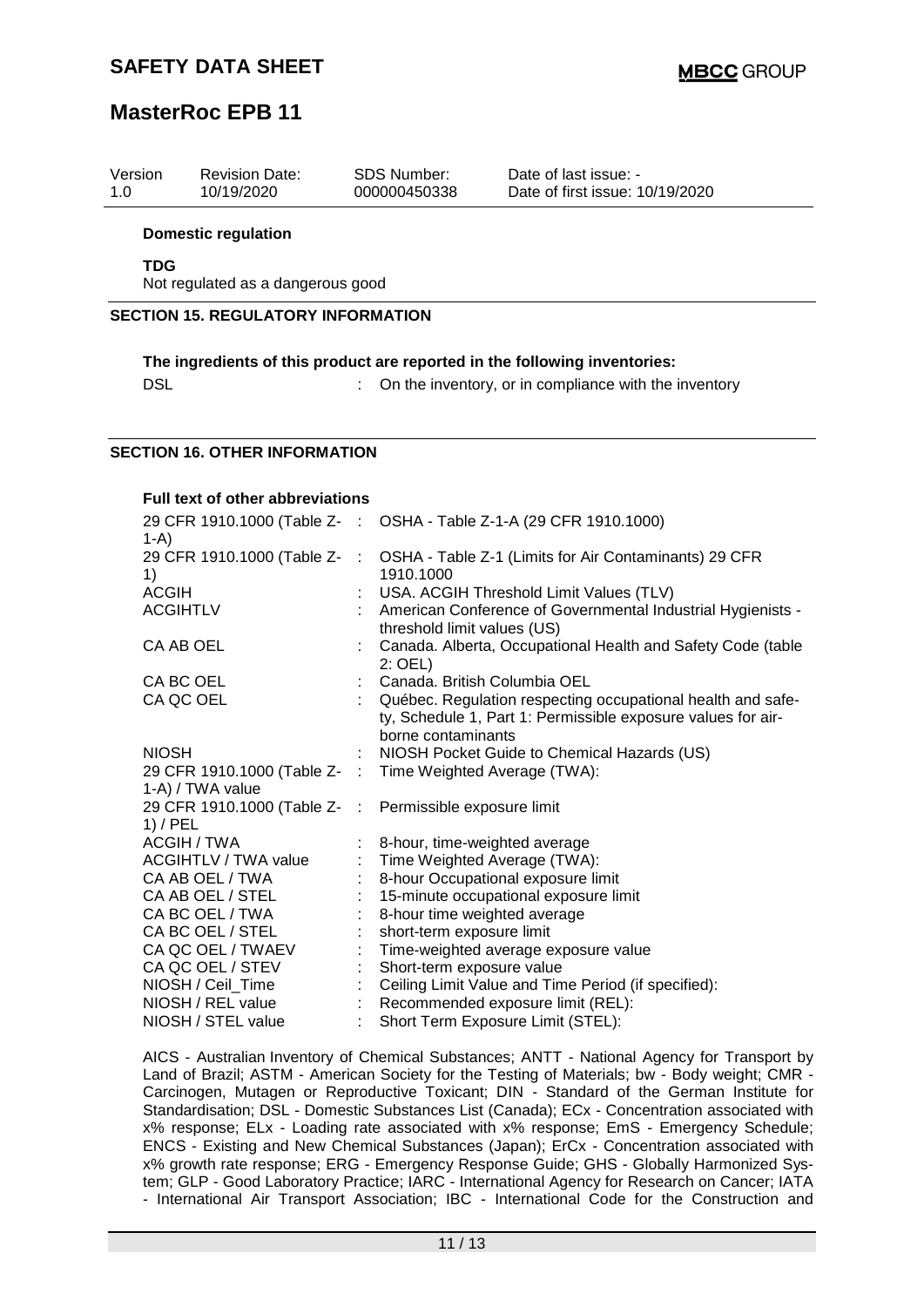**Domestic regulation**

**TDG**

Not regulated as a dangerous good

## SECTION 15. REGULATORY INFORMATION

**The ingredients of this product are reported in the following inventories:**

| | | |
|---|---|---|
| DSL | : | On the inventory, or in compliance with the inventory |

## SECTION 16. OTHER INFORMATION

**Full text of other abbreviations**

| | | |
|---|---|---|
| 29 CFR 1910.1000 (Table Z-1-A) | : | OSHA - Table Z-1-A (29 CFR 1910.1000) |
| 29 CFR 1910.1000 (Table Z-1) | : | OSHA - Table Z-1 (Limits for Air Contaminants) 29 CFR 1910.1000 |
| ACGIH | : | USA. ACGIH Threshold Limit Values (TLV) |
| ACGIHTLV | : | American Conference of Governmental Industrial Hygienists - threshold limit values (US) |
| CA AB OEL | : | Canada. Alberta, Occupational Health and Safety Code (table 2: OEL) |
| CA BC OEL | : | Canada. British Columbia OEL |
| CA QC OEL | : | Québec. Regulation respecting occupational health and safety, Schedule 1, Part 1: Permissible exposure values for airborne contaminants |
| NIOSH | : | NIOSH Pocket Guide to Chemical Hazards (US) |
| 29 CFR 1910.1000 (Table Z-1-A) / TWA value | : | Time Weighted Average (TWA): |
| 29 CFR 1910.1000 (Table Z-1) / PEL | : | Permissible exposure limit |
| ACGIH / TWA | : | 8-hour, time-weighted average |
| ACGIHTLV / TWA value | : | Time Weighted Average (TWA): |
| CA AB OEL / TWA | : | 8-hour Occupational exposure limit |
| CA AB OEL / STEL | : | 15-minute occupational exposure limit |
| CA BC OEL / TWA | : | 8-hour time weighted average |
| CA BC OEL / STEL | : | short-term exposure limit |
| CA QC OEL / TWAEV | : | Time-weighted average exposure value |
| CA QC OEL / STEV | : | Short-term exposure value |
| NIOSH / Ceil_Time | : | Ceiling Limit Value and Time Period (if specified): |
| NIOSH / REL value | : | Recommended exposure limit (REL): |
| NIOSH / STEL value | : | Short Term Exposure Limit (STEL): |

AICS - Australian Inventory of Chemical Substances; ANTT - National Agency for Transport by Land of Brazil; ASTM - American Society for the Testing of Materials; bw - Body weight; CMR - Carcinogen, Mutagen or Reproductive Toxicant; DIN - Standard of the German Institute for Standardisation; DSL - Domestic Substances List (Canada); ECx - Concentration associated with x% response; ELx - Loading rate associated with x% response; EmS - Emergency Schedule; ENCS - Existing and New Chemical Substances (Japan); ErCx - Concentration associated with x% growth rate response; ERG - Emergency Response Guide; GHS - Globally Harmonized System; GLP - Good Laboratory Practice; IARC - International Agency for Research on Cancer; IATA - International Air Transport Association; IBC - International Code for the Construction and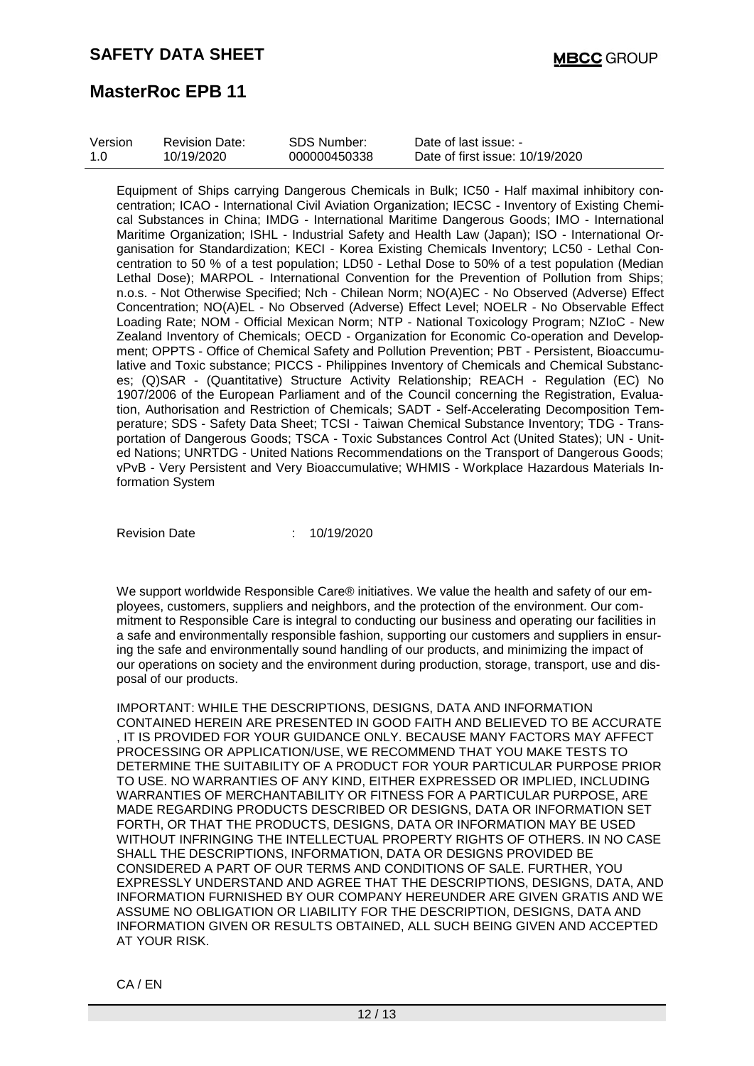Equipment of Ships carrying Dangerous Chemicals in Bulk; IC50 - Half maximal inhibitory concentration; ICAO - International Civil Aviation Organization; IECSC - Inventory of Existing Chemical Substances in China; IMDG - International Maritime Dangerous Goods; IMO - International Maritime Organization; ISHL - Industrial Safety and Health Law (Japan); ISO - International Organisation for Standardization; KECI - Korea Existing Chemicals Inventory; LC50 - Lethal Concentration to 50 % of a test population; LD50 - Lethal Dose to 50% of a test population (Median Lethal Dose); MARPOL - International Convention for the Prevention of Pollution from Ships; n.o.s. - Not Otherwise Specified; Nch - Chilean Norm; NO(A)EC - No Observed (Adverse) Effect Concentration; NO(A)EL - No Observed (Adverse) Effect Level; NOELR - No Observable Effect Loading Rate; NOM - Official Mexican Norm; NTP - National Toxicology Program; NZIoC - New Zealand Inventory of Chemicals; OECD - Organization for Economic Co-operation and Development; OPPTS - Office of Chemical Safety and Pollution Prevention; PBT - Persistent, Bioaccumulative and Toxic substance; PICCS - Philippines Inventory of Chemicals and Chemical Substances; (Q)SAR - (Quantitative) Structure Activity Relationship; REACH - Regulation (EC) No 1907/2006 of the European Parliament and of the Council concerning the Registration, Evaluation, Authorisation and Restriction of Chemicals; SADT - Self-Accelerating Decomposition Temperature; SDS - Safety Data Sheet; TCSI - Taiwan Chemical Substance Inventory; TDG - Transportation of Dangerous Goods; TSCA - Toxic Substances Control Act (United States); UN - United Nations; UNRTDG - United Nations Recommendations on the Transport of Dangerous Goods; vPvB - Very Persistent and Very Bioaccumulative; WHMIS - Workplace Hazardous Materials Information System

Revision Date : 10/19/2020

We support worldwide Responsible Care® initiatives. We value the health and safety of our employees, customers, suppliers and neighbors, and the protection of the environment. Our commitment to Responsible Care is integral to conducting our business and operating our facilities in a safe and environmentally responsible fashion, supporting our customers and suppliers in ensuring the safe and environmentally sound handling of our products, and minimizing the impact of our operations on society and the environment during production, storage, transport, use and disposal of our products.

IMPORTANT: WHILE THE DESCRIPTIONS, DESIGNS, DATA AND INFORMATION CONTAINED HEREIN ARE PRESENTED IN GOOD FAITH AND BELIEVED TO BE ACCURATE , IT IS PROVIDED FOR YOUR GUIDANCE ONLY. BECAUSE MANY FACTORS MAY AFFECT PROCESSING OR APPLICATION/USE, WE RECOMMEND THAT YOU MAKE TESTS TO DETERMINE THE SUITABILITY OF A PRODUCT FOR YOUR PARTICULAR PURPOSE PRIOR TO USE. NO WARRANTIES OF ANY KIND, EITHER EXPRESSED OR IMPLIED, INCLUDING WARRANTIES OF MERCHANTABILITY OR FITNESS FOR A PARTICULAR PURPOSE, ARE MADE REGARDING PRODUCTS DESCRIBED OR DESIGNS, DATA OR INFORMATION SET FORTH, OR THAT THE PRODUCTS, DESIGNS, DATA OR INFORMATION MAY BE USED WITHOUT INFRINGING THE INTELLECTUAL PROPERTY RIGHTS OF OTHERS. IN NO CASE SHALL THE DESCRIPTIONS, INFORMATION, DATA OR DESIGNS PROVIDED BE CONSIDERED A PART OF OUR TERMS AND CONDITIONS OF SALE. FURTHER, YOU EXPRESSLY UNDERSTAND AND AGREE THAT THE DESCRIPTIONS, DESIGNS, DATA, AND INFORMATION FURNISHED BY OUR COMPANY HEREUNDER ARE GIVEN GRATIS AND WE ASSUME NO OBLIGATION OR LIABILITY FOR THE DESCRIPTION, DESIGNS, DATA AND INFORMATION GIVEN OR RESULTS OBTAINED, ALL SUCH BEING GIVEN AND ACCEPTED AT YOUR RISK.

CA / EN